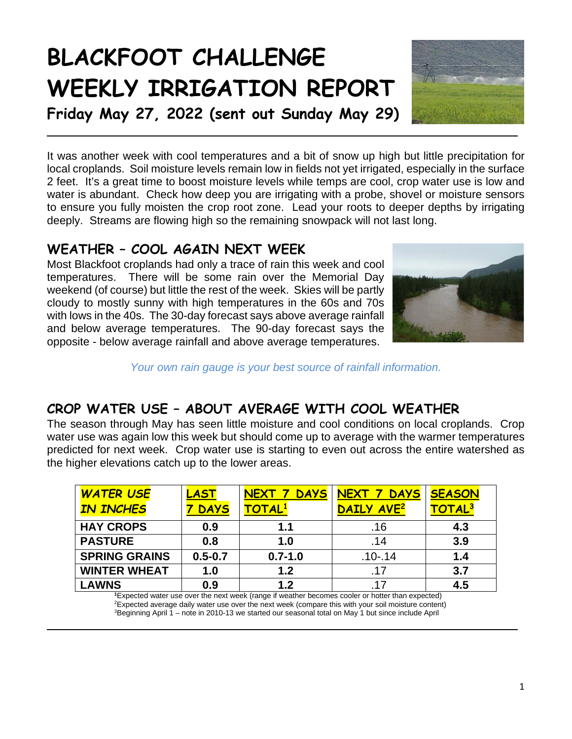# BLACKFOOT CHALLENGE WEEKLY IRRIGATION REPORT

**Friday May 27, 2022 (sent out Sunday May 29)**

It was another week with cool temperatures and a bit of snow up high but little precipitation for local croplands. Soil moisture levels remain low in fields not yet irrigated, especially in the surface 2 feet. It's a great time to boost moisture levels while temps are cool, crop water use is low and water is abundant. Check how deep you are irrigating with a probe, shovel or moisture sensors to ensure you fully moisten the crop root zone. Lead your roots to deeper depths by irrigating deeply. Streams are flowing high so the remaining snowpack will not last long.

## WEATHER – COOL AGAIN NEXT WEEK

Most Blackfoot croplands had only a trace of rain this week and cool temperatures. There will be some rain over the Memorial Day weekend (of course) but little the rest of the week. Skies will be partly cloudy to mostly sunny with high temperatures in the 60s and 70s with lows in the 40s. The 30-day forecast says above average rainfall and below average temperatures. The 90-day forecast says the opposite - below average rainfall and above average temperatures.

*Your own rain gauge is your best source of rainfall information.*

## CROP WATER USE – ABOUT AVERAGE WITH COOL WEATHER

The season through May has seen little moisture and cool conditions on local croplands. Crop water use was again low this week but should come up to average with the warmer temperatures predicted for next week. Crop water use is starting to even out across the entire watershed as the higher elevations catch up to the lower areas.

| *WATER USE IN INCHES* | LAST 7 DAYS | NEXT 7 DAYS TOTAL[1] | NEXT 7 DAYS DAILY AVE[2] | SEASON TOTAL[3] |
|---|---|---|---|---|
| **HAY CROPS** | **0.9** | **1.1** | .16 | **4.3** |
| **PASTURE** | **0.8** | **1.0** | .14 | **3.9** |
| **SPRING GRAINS** | **0.5-0.7** | **0.7-1.0** | .10-.14 | **1.4** |
| **WINTER WHEAT** | **1.0** | **1.2** | .17 | **3.7** |
| **LAWNS** | **0.9** | **1.2** | .17 | **4.5** |

[1]Expected water use over the next week (range if weather becomes cooler or hotter than expected)
[2]Expected average daily water use over the next week (compare this with your soil moisture content)
[3]Beginning April 1 – note in 2010-13 we started our seasonal total on May 1 but since include April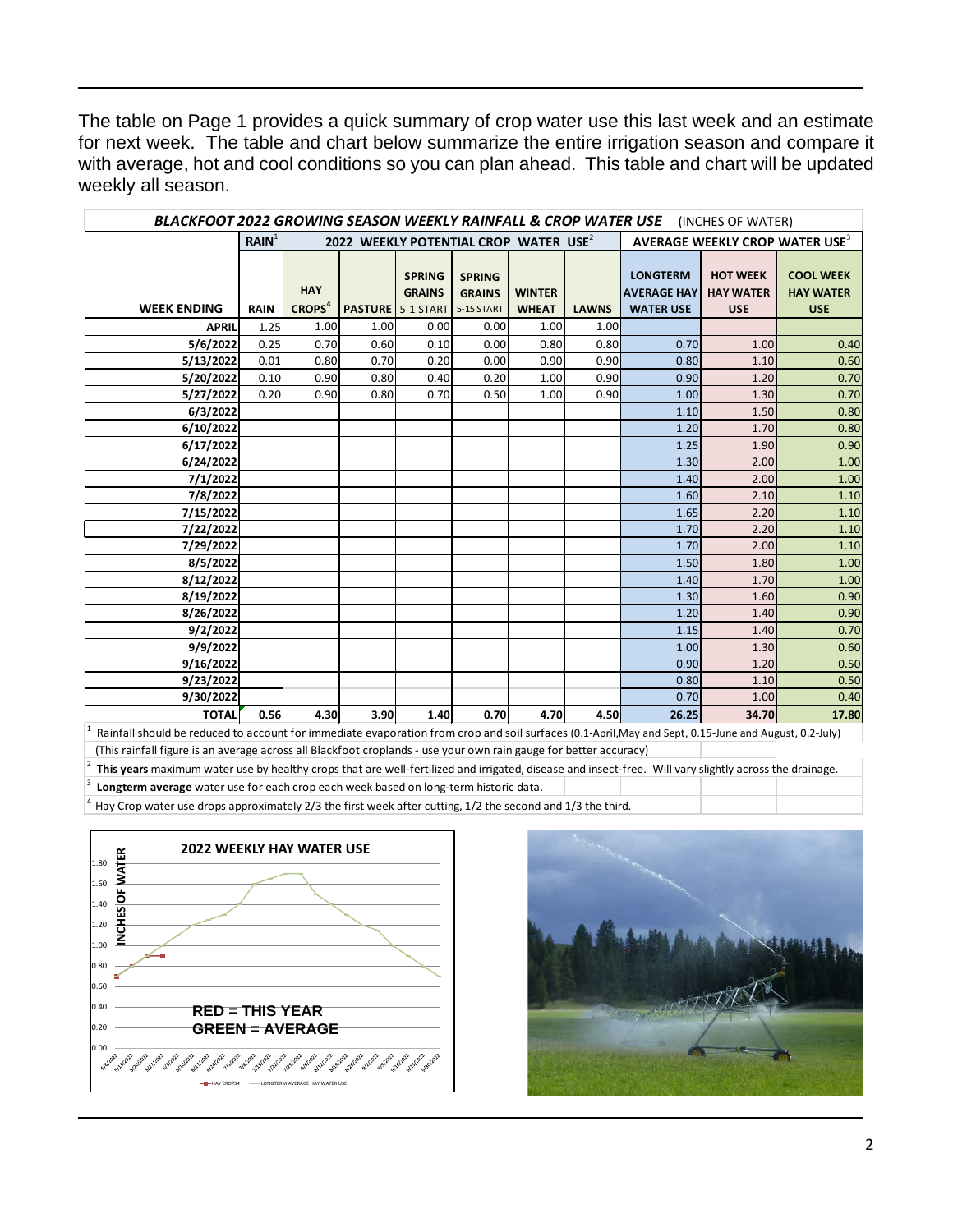The table on Page 1 provides a quick summary of crop water use this last week and an estimate for next week. The table and chart below summarize the entire irrigation season and compare it with average, hot and cool conditions so you can plan ahead. This table and chart will be updated weekly all season.

**BLACKFOOT 2022 GROWING SEASON WEEKLY RAINFALL & CROP WATER USE** (INCHES OF WATER)

| | RAIN[1] | 2022 WEEKLY POTENTIAL CROP WATER USE[2] | | | | | | AVERAGE WEEKLY CROP WATER USE[3] | | |
|---|---|---|---|---|---|---|---|---|---|---|
| WEEK ENDING | RAIN | HAY CROPS[4] | PASTURE | SPRING GRAINS 5-1 START | SPRING GRAINS 5-15 START | WINTER WHEAT | LAWNS | LONGTERM AVERAGE HAY WATER USE | HOT WEEK HAY WATER USE | COOL WEEK HAY WATER USE |
| APRIL | 1.25 | 1.00 | 1.00 | 0.00 | 0.00 | 1.00 | 1.00 | | | |
| 5/6/2022 | 0.25 | 0.70 | 0.60 | 0.10 | 0.00 | 0.80 | 0.80 | 0.70 | 1.00 | 0.40 |
| 5/13/2022 | 0.01 | 0.80 | 0.70 | 0.20 | 0.00 | 0.90 | 0.90 | 0.80 | 1.10 | 0.60 |
| 5/20/2022 | 0.10 | 0.90 | 0.80 | 0.40 | 0.20 | 1.00 | 0.90 | 0.90 | 1.20 | 0.70 |
| 5/27/2022 | 0.20 | 0.90 | 0.80 | 0.70 | 0.50 | 1.00 | 0.90 | 1.00 | 1.30 | 0.70 |
| 6/3/2022 | | | | | | | | 1.10 | 1.50 | 0.80 |
| 6/10/2022 | | | | | | | | 1.20 | 1.70 | 0.80 |
| 6/17/2022 | | | | | | | | 1.25 | 1.90 | 0.90 |
| 6/24/2022 | | | | | | | | 1.30 | 2.00 | 1.00 |
| 7/1/2022 | | | | | | | | 1.40 | 2.00 | 1.00 |
| 7/8/2022 | | | | | | | | 1.60 | 2.10 | 1.10 |
| 7/15/2022 | | | | | | | | 1.65 | 2.20 | 1.10 |
| 7/22/2022 | | | | | | | | 1.70 | 2.20 | 1.10 |
| 7/29/2022 | | | | | | | | 1.70 | 2.00 | 1.10 |
| 8/5/2022 | | | | | | | | 1.50 | 1.80 | 1.00 |
| 8/12/2022 | | | | | | | | 1.40 | 1.70 | 1.00 |
| 8/19/2022 | | | | | | | | 1.30 | 1.60 | 0.90 |
| 8/26/2022 | | | | | | | | 1.20 | 1.40 | 0.90 |
| 9/2/2022 | | | | | | | | 1.15 | 1.40 | 0.70 |
| 9/9/2022 | | | | | | | | 1.00 | 1.30 | 0.60 |
| 9/16/2022 | | | | | | | | 0.90 | 1.20 | 0.50 |
| 9/23/2022 | | | | | | | | 0.80 | 1.10 | 0.50 |
| 9/30/2022 | | | | | | | | 0.70 | 1.00 | 0.40 |
| **TOTAL** | **0.56** | **4.30** | **3.90** | **1.40** | **0.70** | **4.70** | **4.50** | **26.25** | **34.70** | **17.80** |

[1] Rainfall should be reduced to account for immediate evaporation from crop and soil surfaces (0.1-April,May and Sept, 0.15-June and August, 0.2-July)
(This rainfall figure is an average across all Blackfoot croplands - use your own rain gauge for better accuracy)

[2] **This years** maximum water use by healthy crops that are well-fertilized and irrigated, disease and insect-free. Will vary slightly across the drainage.

[3] **Longterm average** water use for each crop each week based on long-term historic data.

[4] Hay Crop water use drops approximately 2/3 the first week after cutting, 1/2 the second and 1/3 the third.

**2022 WEEKLY HAY WATER USE**

RED = THIS YEAR
GREEN = AVERAGE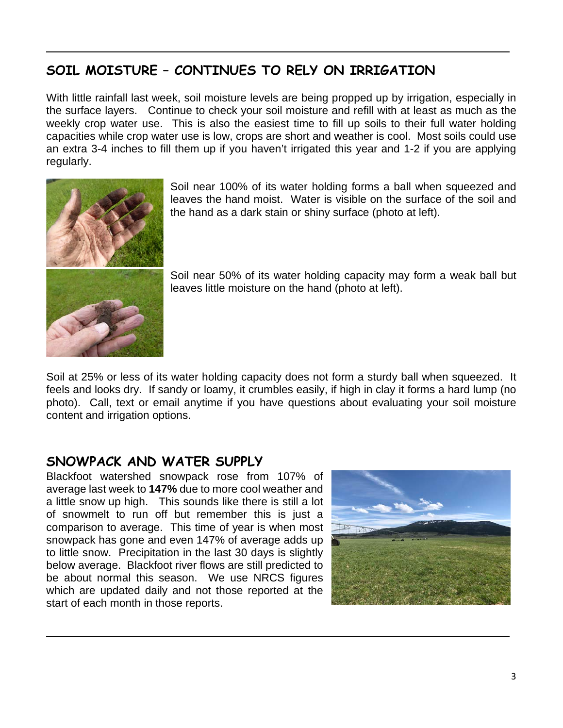## SOIL MOISTURE – CONTINUES TO RELY ON IRRIGATION

With little rainfall last week, soil moisture levels are being propped up by irrigation, especially in the surface layers. Continue to check your soil moisture and refill with at least as much as the weekly crop water use. This is also the easiest time to fill up soils to their full water holding capacities while crop water use is low, crops are short and weather is cool. Most soils could use an extra 3-4 inches to fill them up if you haven't irrigated this year and 1-2 if you are applying regularly.

Soil near 100% of its water holding forms a ball when squeezed and leaves the hand moist. Water is visible on the surface of the soil and the hand as a dark stain or shiny surface (photo at left).

Soil near 50% of its water holding capacity may form a weak ball but leaves little moisture on the hand (photo at left).

Soil at 25% or less of its water holding capacity does not form a sturdy ball when squeezed. It feels and looks dry. If sandy or loamy, it crumbles easily, if high in clay it forms a hard lump (no photo). Call, text or email anytime if you have questions about evaluating your soil moisture content and irrigation options.

## SNOWPACK AND WATER SUPPLY

Blackfoot watershed snowpack rose from 107% of average last week to **147%** due to more cool weather and a little snow up high. This sounds like there is still a lot of snowmelt to run off but remember this is just a comparison to average. This time of year is when most snowpack has gone and even 147% of average adds up to little snow. Precipitation in the last 30 days is slightly below average. Blackfoot river flows are still predicted to be about normal this season. We use NRCS figures which are updated daily and not those reported at the start of each month in those reports.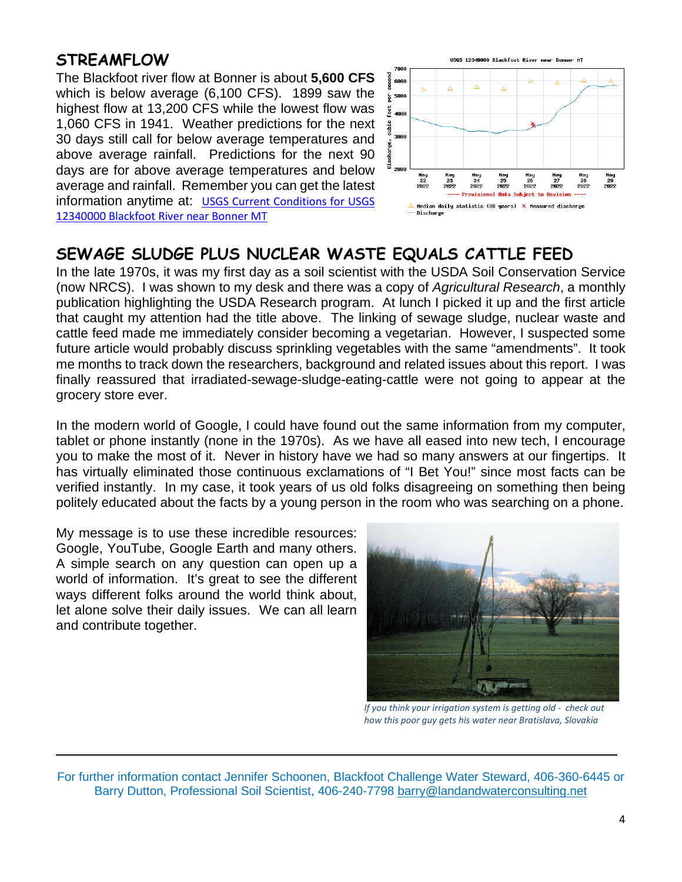## STREAMFLOW

The Blackfoot river flow at Bonner is about **5,600 CFS** which is below average (6,100 CFS). 1899 saw the highest flow at 13,200 CFS while the lowest flow was 1,060 CFS in 1941. Weather predictions for the next 30 days still call for below average temperatures and above average rainfall. Predictions for the next 90 days are for above average temperatures and below average and rainfall. Remember you can get the latest information anytime at: [USGS Current Conditions for USGS 12340000 Blackfoot River near Bonner MT](USGS Current Conditions for USGS 12340000 Blackfoot River near Bonner MT)

## SEWAGE SLUDGE PLUS NUCLEAR WASTE EQUALS CATTLE FEED

In the late 1970s, it was my first day as a soil scientist with the USDA Soil Conservation Service (now NRCS). I was shown to my desk and there was a copy of *Agricultural Research*, a monthly publication highlighting the USDA Research program. At lunch I picked it up and the first article that caught my attention had the title above. The linking of sewage sludge, nuclear waste and cattle feed made me immediately consider becoming a vegetarian. However, I suspected some future article would probably discuss sprinkling vegetables with the same "amendments". It took me months to track down the researchers, background and related issues about this report. I was finally reassured that irradiated-sewage-sludge-eating-cattle were not going to appear at the grocery store ever.

In the modern world of Google, I could have found out the same information from my computer, tablet or phone instantly (none in the 1970s). As we have all eased into new tech, I encourage you to make the most of it. Never in history have we had so many answers at our fingertips. It has virtually eliminated those continuous exclamations of "I Bet You!" since most facts can be verified instantly. In my case, it took years of us old folks disagreeing on something then being politely educated about the facts by a young person in the room who was searching on a phone.

My message is to use these incredible resources: Google, YouTube, Google Earth and many others. A simple search on any question can open up a world of information. It's great to see the different ways different folks around the world think about, let alone solve their daily issues. We can all learn and contribute together.

*If you think your irrigation system is getting old - check out how this poor guy gets his water near Bratislava, Slovakia*

---

For further information contact Jennifer Schoonen, Blackfoot Challenge Water Steward, 406-360-6445 or Barry Dutton, Professional Soil Scientist, 406-240-7798 barry@landandwaterconsulting.net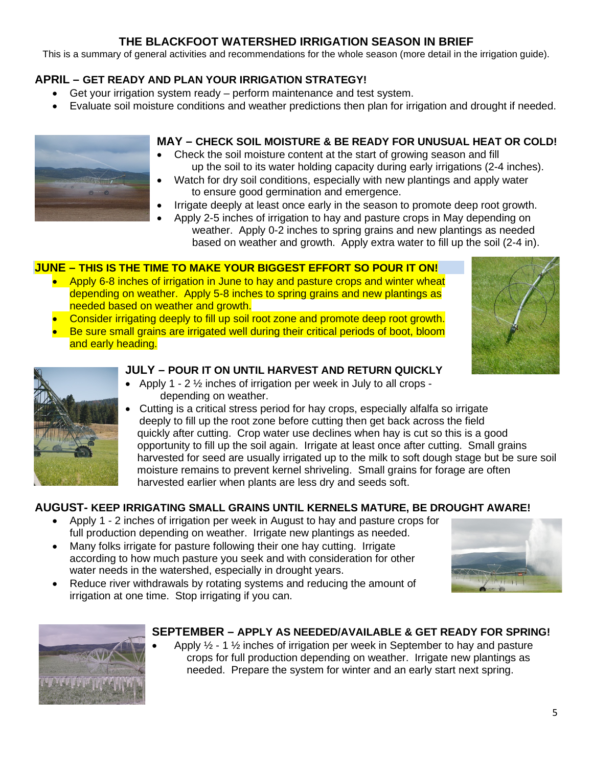# THE BLACKFOOT WATERSHED IRRIGATION SEASON IN BRIEF

This is a summary of general activities and recommendations for the whole season (more detail in the irrigation guide).

## APRIL – GET READY AND PLAN YOUR IRRIGATION STRATEGY!

- Get your irrigation system ready – perform maintenance and test system.
- Evaluate soil moisture conditions and weather predictions then plan for irrigation and drought if needed.

## MAY – CHECK SOIL MOISTURE & BE READY FOR UNUSUAL HEAT OR COLD!

- Check the soil moisture content at the start of growing season and fill up the soil to its water holding capacity during early irrigations (2-4 inches).
- Watch for dry soil conditions, especially with new plantings and apply water to ensure good germination and emergence.
- Irrigate deeply at least once early in the season to promote deep root growth.
- Apply 2-5 inches of irrigation to hay and pasture crops in May depending on weather. Apply 0-2 inches to spring grains and new plantings as needed based on weather and growth. Apply extra water to fill up the soil (2-4 in).

## JUNE – THIS IS THE TIME TO MAKE YOUR BIGGEST EFFORT SO POUR IT ON!

- Apply 6-8 inches of irrigation in June to hay and pasture crops and winter wheat depending on weather. Apply 5-8 inches to spring grains and new plantings as needed based on weather and growth.
- Consider irrigating deeply to fill up soil root zone and promote deep root growth.
- Be sure small grains are irrigated well during their critical periods of boot, bloom and early heading.

## JULY – POUR IT ON UNTIL HARVEST AND RETURN QUICKLY

- Apply 1 - 2 ½ inches of irrigation per week in July to all crops - depending on weather.
- Cutting is a critical stress period for hay crops, especially alfalfa so irrigate deeply to fill up the root zone before cutting then get back across the field quickly after cutting. Crop water use declines when hay is cut so this is a good opportunity to fill up the soil again. Irrigate at least once after cutting. Small grains harvested for seed are usually irrigated up to the milk to soft dough stage but be sure soil moisture remains to prevent kernel shriveling. Small grains for forage are often harvested earlier when plants are less dry and seeds soft.

## AUGUST- KEEP IRRIGATING SMALL GRAINS UNTIL KERNELS MATURE, BE DROUGHT AWARE!

- Apply 1 - 2 inches of irrigation per week in August to hay and pasture crops for full production depending on weather. Irrigate new plantings as needed.
- Many folks irrigate for pasture following their one hay cutting. Irrigate according to how much pasture you seek and with consideration for other water needs in the watershed, especially in drought years.
- Reduce river withdrawals by rotating systems and reducing the amount of irrigation at one time. Stop irrigating if you can.

## SEPTEMBER – APPLY AS NEEDED/AVAILABLE & GET READY FOR SPRING!

- Apply ½ - 1 ½ inches of irrigation per week in September to hay and pasture crops for full production depending on weather. Irrigate new plantings as needed. Prepare the system for winter and an early start next spring.